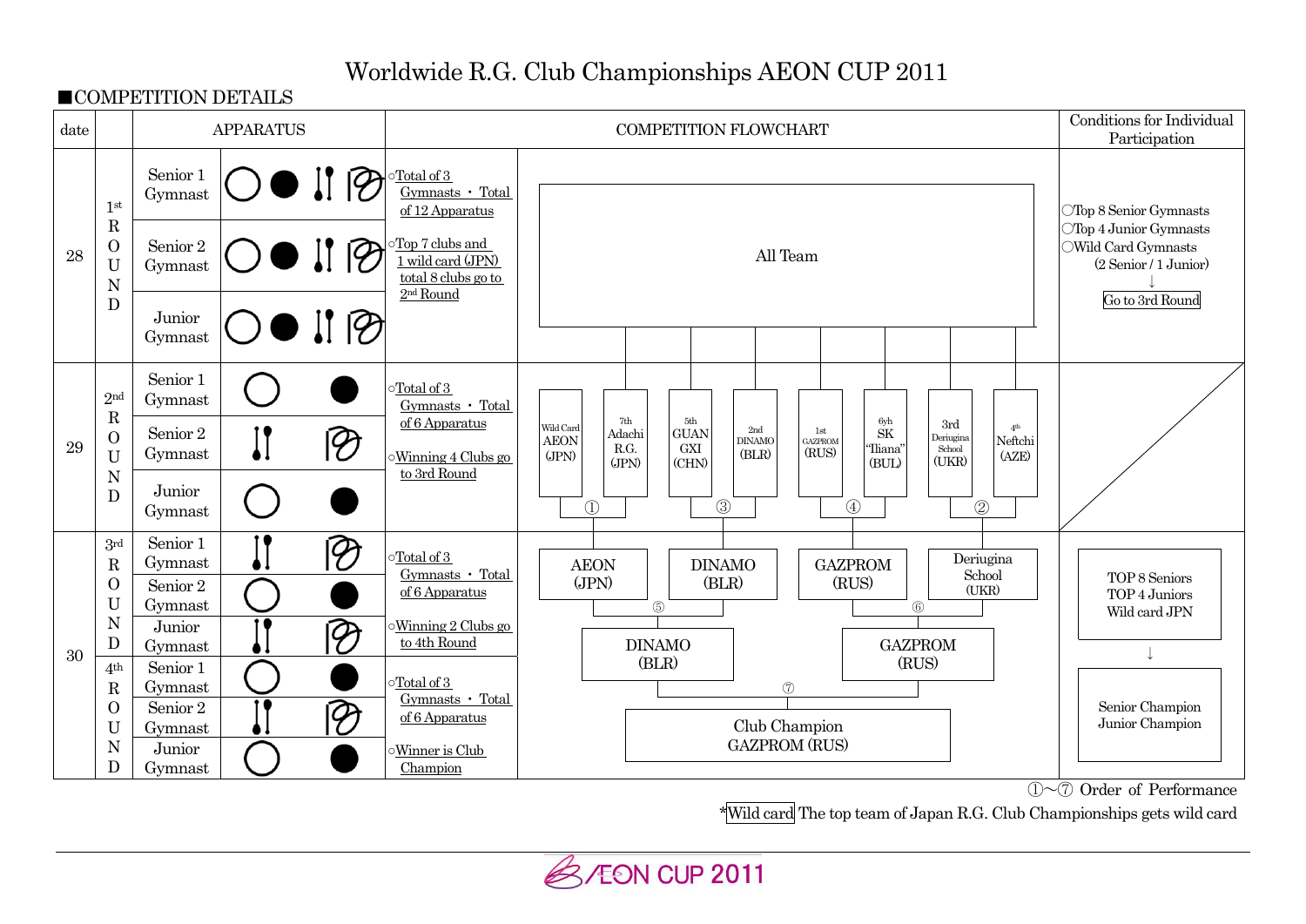# Worldwide R.G. Club Championships AEON CUP 2011

■COMPETITION DETAILS

| date | | APPARATUS | | COMPETITION FLOWCHART | | Conditions for Individual Participation |
|---|---|---|---|---|---|---|
| 28 | 1st ROUND | Senior 1 Gymnast | Hoop, Ball, Clubs, Ribbon | ○Total of 3 Gymnasts・Total of 12 Apparatus<br>○Top 7 clubs and 1 wild card (JPN) total 8 clubs go to 2nd Round | All Team | ○Top 8 Senior Gymnasts<br>○Top 4 Junior Gymnasts<br>○Wild Card Gymnasts (2 Senior / 1 Junior)<br>↓<br>Go to 3rd Round |
| | | Senior 2 Gymnast | Hoop, Ball, Clubs, Ribbon | | | |
| | | Junior Gymnast | Hoop, Ball, Clubs, Ribbon | | | |
| 29 | 2nd ROUND | Senior 1 Gymnast | Hoop, Ball | ○Total of 3 Gymnasts・Total of 6 Apparatus<br>○Winning 4 Clubs go to 3rd Round | ① Wild Card AEON (JPN) vs 7th Adachi R.G. (JPN)<br>③ 5th GUAN GXI (CHN) vs 2nd DINAMO (BLR)<br>④ 1st GAZPROM (RUS) vs 6yh SK "Iliana" (BUL)<br>② 3rd Deriugina School (UKR) vs 4th Neftchi (AZE) | |
| | | Senior 2 Gymnast | Clubs, Ribbon | | | |
| | | Junior Gymnast | Hoop, Ball | | | |
| 30 | 3rd ROUND | Senior 1 Gymnast | Clubs, Ribbon | ○Total of 3 Gymnasts・Total of 6 Apparatus<br>○Winning 2 Clubs go to 4th Round | ⑤ AEON (JPN) vs DINAMO (BLR) → DINAMO (BLR)<br>⑥ GAZPROM (RUS) vs Deriugina School (UKR) → GAZPROM (RUS) | TOP 8 Seniors<br>TOP 4 Juniors<br>Wild card JPN<br>↓<br>Senior Champion<br>Junior Champion |
| | | Senior 2 Gymnast | Hoop, Ball | | | |
| | | Junior Gymnast | Clubs, Ribbon | | | |
| | 4th ROUND | Senior 1 Gymnast | Hoop, Ball | ○Total of 3 Gymnasts・Total of 6 Apparatus<br>○Winner is Club Champion | ⑦ DINAMO (BLR) vs GAZPROM (RUS) → Club Champion GAZPROM (RUS) | |
| | | Senior 2 Gymnast | Clubs, Ribbon | | | |
| | | Junior Gymnast | Hoop, Ball | | | |

①～⑦ Order of Performance

*Wild card The top team of Japan R.G. Club Championships gets wild card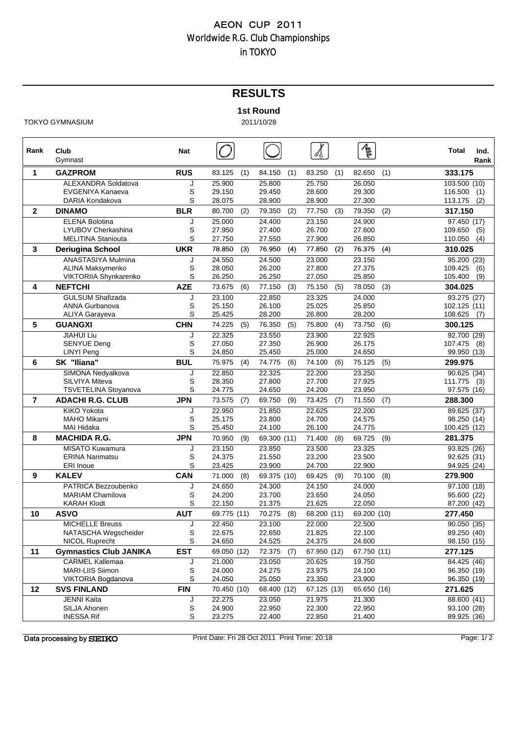# AEON CUP 2011
## Worldwide R.G. Club Championships
## in TOKYO

## RESULTS

### 1st Round

TOKYO GYMNASIUM

2011/10/28

| Rank | Club / Gymnast | Nat | Hoop | | Ball | | Clubs | | Ribbon | | Total | Ind. Rank |
|---|---|---|---|---|---|---|---|---|---|---|---|---|
| **1** | **GAZPROM** | **RUS** | 83.125 | (1) | 84.150 | (1) | 83.250 | (1) | 82.650 | (1) | **333.175** | |
| | ALEXANDRA Soldatova | J | 25.900 | | 25.800 | | 25.750 | | 26.050 | | 103.500 | (10) |
| | EVGENIYA Kanaeva | S | 29.150 | | 29.450 | | 28.600 | | 29.300 | | 116.500 | (1) |
| | DARIA Kondakova | S | 28.075 | | 28.900 | | 28.900 | | 27.300 | | 113.175 | (2) |
| **2** | **DINAMO** | **BLR** | 80.700 | (2) | 79.350 | (2) | 77.750 | (3) | 79.350 | (2) | **317.150** | |
| | ELENA Bolotina | J | 25.000 | | 24.400 | | 23.150 | | 24.900 | | 97.450 | (17) |
| | LYUBOV Cherkashina | S | 27.950 | | 27.400 | | 26.700 | | 27.600 | | 109.650 | (5) |
| | MELITINA Staniouta | S | 27.750 | | 27.550 | | 27.900 | | 26.850 | | 110.050 | (4) |
| **3** | **Deriugina School** | **UKR** | 78.850 | (3) | 76.950 | (4) | 77.850 | (2) | 76.375 | (4) | **310.025** | |
| | ANASTASIYA Mulmina | J | 24.550 | | 24.500 | | 23.000 | | 23.150 | | 95.200 | (23) |
| | ALINA Maksymenko | S | 28.050 | | 26.200 | | 27.800 | | 27.375 | | 109.425 | (6) |
| | VIKTORIIA Shynkarenko | S | 26.250 | | 26.250 | | 27.050 | | 25.850 | | 105.400 | (9) |
| **4** | **NEFTCHI** | **AZE** | 73.675 | (6) | 77.150 | (3) | 75.150 | (5) | 78.050 | (3) | **304.025** | |
| | GULSUM Shafizada | J | 23.100 | | 22.850 | | 23.325 | | 24.000 | | 93.275 | (27) |
| | ANNA Gurbanova | S | 25.150 | | 26.100 | | 25.025 | | 25.850 | | 102.125 | (11) |
| | ALIYA Garayeva | S | 25.425 | | 28.200 | | 26.800 | | 28.200 | | 108.625 | (7) |
| **5** | **GUANGXI** | **CHN** | 74.225 | (5) | 76.350 | (5) | 75.800 | (4) | 73.750 | (6) | **300.125** | |
| | JIAHUI Liu | J | 22.325 | | 23.550 | | 23.900 | | 22.925 | | 92.700 | (29) |
| | SENYUE Deng | S | 27.050 | | 27.350 | | 26.900 | | 26.175 | | 107.475 | (8) |
| | LINYI Peng | S | 24.850 | | 25.450 | | 25.000 | | 24.650 | | 99.950 | (13) |
| **6** | **SK "Iliana"** | **BUL** | 75.975 | (4) | 74.775 | (6) | 74.100 | (6) | 75.125 | (5) | **299.975** | |
| | SIMONA Nedyalkova | J | 22.850 | | 22.325 | | 22.200 | | 23.250 | | 90.625 | (34) |
| | SILVIYA Miteva | S | 28.350 | | 27.800 | | 27.700 | | 27.925 | | 111.775 | (3) |
| | TSVETELINA Stoyanova | S | 24.775 | | 24.650 | | 24.200 | | 23.950 | | 97.575 | (16) |
| **7** | **ADACHI R.G. CLUB** | **JPN** | 73.575 | (7) | 69.750 | (9) | 73.425 | (7) | 71.550 | (7) | **288.300** | |
| | KIKO Yokota | J | 22.950 | | 21.850 | | 22.625 | | 22.200 | | 89.625 | (37) |
| | MAHO Mikami | S | 25.175 | | 23.800 | | 24.700 | | 24.575 | | 98.250 | (14) |
| | MAI Hidaka | S | 25.450 | | 24.100 | | 26.100 | | 24.775 | | 100.425 | (12) |
| **8** | **MACHIDA R.G.** | **JPN** | 70.950 | (9) | 69.300 | (11) | 71.400 | (8) | 69.725 | (9) | **281.375** | |
| | MISATO Kuwamura | J | 23.150 | | 23.850 | | 23.500 | | 23.325 | | 93.825 | (26) |
| | ERINA Narimatsu | S | 24.375 | | 21.550 | | 23.200 | | 23.500 | | 92.625 | (31) |
| | ERI Inoue | S | 23.425 | | 23.900 | | 24.700 | | 22.900 | | 94.925 | (24) |
| **9** | **KALEV** | **CAN** | 71.000 | (8) | 69.375 | (10) | 69.425 | (9) | 70.100 | (8) | **279.900** | |
| | PATRICA Bezzoubenko | J | 24.650 | | 24.300 | | 24.150 | | 24.000 | | 97.100 | (18) |
| | MARIAM Chamilova | S | 24.200 | | 23.700 | | 23.650 | | 24.050 | | 95.600 | (22) |
| | KARAH Klodt | S | 22.150 | | 21.375 | | 21.625 | | 22.050 | | 87.200 | (42) |
| **10** | **ASVO** | **AUT** | 69.775 | (11) | 70.275 | (8) | 68.200 | (11) | 69.200 | (10) | **277.450** | |
| | MICHELLE Breuss | J | 22.450 | | 23.100 | | 22.000 | | 22.500 | | 90.050 | (35) |
| | NATASCHA Wegscheider | S | 22.675 | | 22.650 | | 21.825 | | 22.100 | | 89.250 | (40) |
| | NICOL Ruprecht | S | 24.650 | | 24.525 | | 24.375 | | 24.600 | | 98.150 | (15) |
| **11** | **Gymnastics Club JANIKA** | **EST** | 69.050 | (12) | 72.375 | (7) | 67.950 | (12) | 67.750 | (11) | **277.125** | |
| | CARMEL Kallemaa | J | 21.000 | | 23.050 | | 20.625 | | 19.750 | | 84.425 | (46) |
| | MARI-LIIS Siimon | S | 24.000 | | 24.275 | | 23.975 | | 24.100 | | 96.350 | (19) |
| | VIKTORIA Bogdanova | S | 24.050 | | 25.050 | | 23.350 | | 23.900 | | 96.350 | (19) |
| **12** | **SVS FINLAND** | **FIN** | 70.450 | (10) | 68.400 | (12) | 67.125 | (13) | 65.650 | (16) | **271.625** | |
| | JENNI Kaita | J | 22.275 | | 23.050 | | 21.975 | | 21.300 | | 88.600 | (41) |
| | SILJA Ahonen | S | 24.900 | | 22.950 | | 22.300 | | 22.950 | | 93.100 | (28) |
| | INESSA Rif | S | 23.275 | | 22.400 | | 22.850 | | 21.400 | | 89.925 | (36) |

Data processing by SEIKO

Print Date: Fri 28 Oct 2011 Print Time: 20:18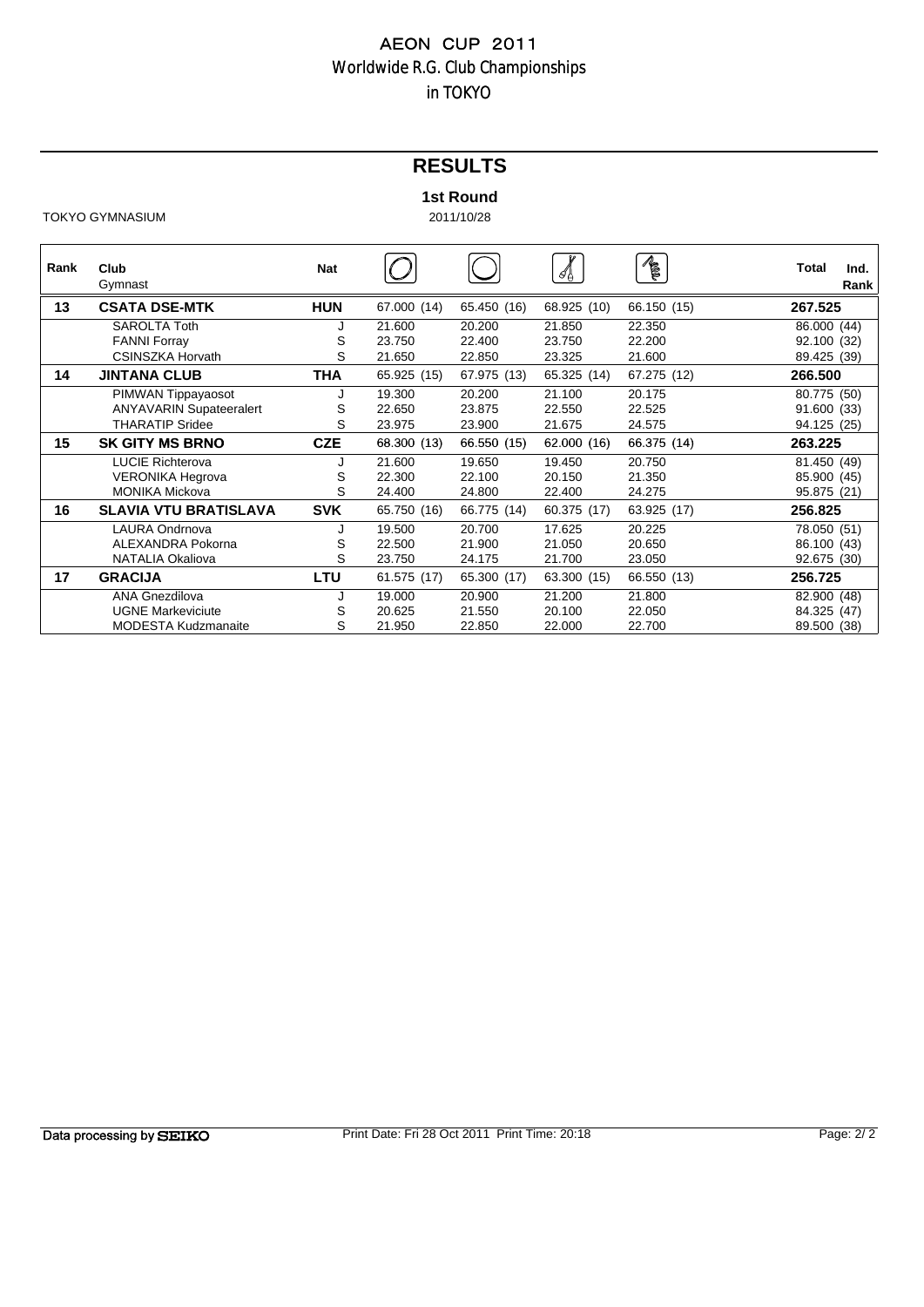# AEON CUP 2011
## Worldwide R.G. Club Championships
## in TOKYO

## RESULTS

**1st Round**

TOKYO GYMNASIUM 2011/10/28

| Rank | Club / Gymnast | Nat | Hoop | Ball | Clubs | Ribbon | Total | Ind. Rank |
|---|---|---|---|---|---|---|---|---|
| **13** | **CSATA DSE-MTK** | **HUN** | 67.000 (14) | 65.450 (16) | 68.925 (10) | 66.150 (15) | **267.525** | |
| | SAROLTA Toth | J | 21.600 | 20.200 | 21.850 | 22.350 | 86.000 | (44) |
| | FANNI Forray | S | 23.750 | 22.400 | 23.750 | 22.200 | 92.100 | (32) |
| | CSINSZKA Horvath | S | 21.650 | 22.850 | 23.325 | 21.600 | 89.425 | (39) |
| **14** | **JINTANA CLUB** | **THA** | 65.925 (15) | 67.975 (13) | 65.325 (14) | 67.275 (12) | **266.500** | |
| | PIMWAN Tippayaosot | J | 19.300 | 20.200 | 21.100 | 20.175 | 80.775 | (50) |
| | ANYAVARIN Supateeralert | S | 22.650 | 23.875 | 22.550 | 22.525 | 91.600 | (33) |
| | THARATIP Sridee | S | 23.975 | 23.900 | 21.675 | 24.575 | 94.125 | (25) |
| **15** | **SK GITY MS BRNO** | **CZE** | 68.300 (13) | 66.550 (15) | 62.000 (16) | 66.375 (14) | **263.225** | |
| | LUCIE Richterova | J | 21.600 | 19.650 | 19.450 | 20.750 | 81.450 | (49) |
| | VERONIKA Hegrova | S | 22.300 | 22.100 | 20.150 | 21.350 | 85.900 | (45) |
| | MONIKA Mickova | S | 24.400 | 24.800 | 22.400 | 24.275 | 95.875 | (21) |
| **16** | **SLAVIA VTU BRATISLAVA** | **SVK** | 65.750 (16) | 66.775 (14) | 60.375 (17) | 63.925 (17) | **256.825** | |
| | LAURA Ondrnova | J | 19.500 | 20.700 | 17.625 | 20.225 | 78.050 | (51) |
| | ALEXANDRA Pokorna | S | 22.500 | 21.900 | 21.050 | 20.650 | 86.100 | (43) |
| | NATALIA Okaliova | S | 23.750 | 24.175 | 21.700 | 23.050 | 92.675 | (30) |
| **17** | **GRACIJA** | **LTU** | 61.575 (17) | 65.300 (17) | 63.300 (15) | 66.550 (13) | **256.725** | |
| | ANA Gnezdilova | J | 19.000 | 20.900 | 21.200 | 21.800 | 82.900 | (48) |
| | UGNE Markeviciute | S | 20.625 | 21.550 | 20.100 | 22.050 | 84.325 | (47) |
| | MODESTA Kudzmanaite | S | 21.950 | 22.850 | 22.000 | 22.700 | 89.500 | (38) |

Data processing by SEIKO

Print Date: Fri 28 Oct 2011 Print Time: 20:18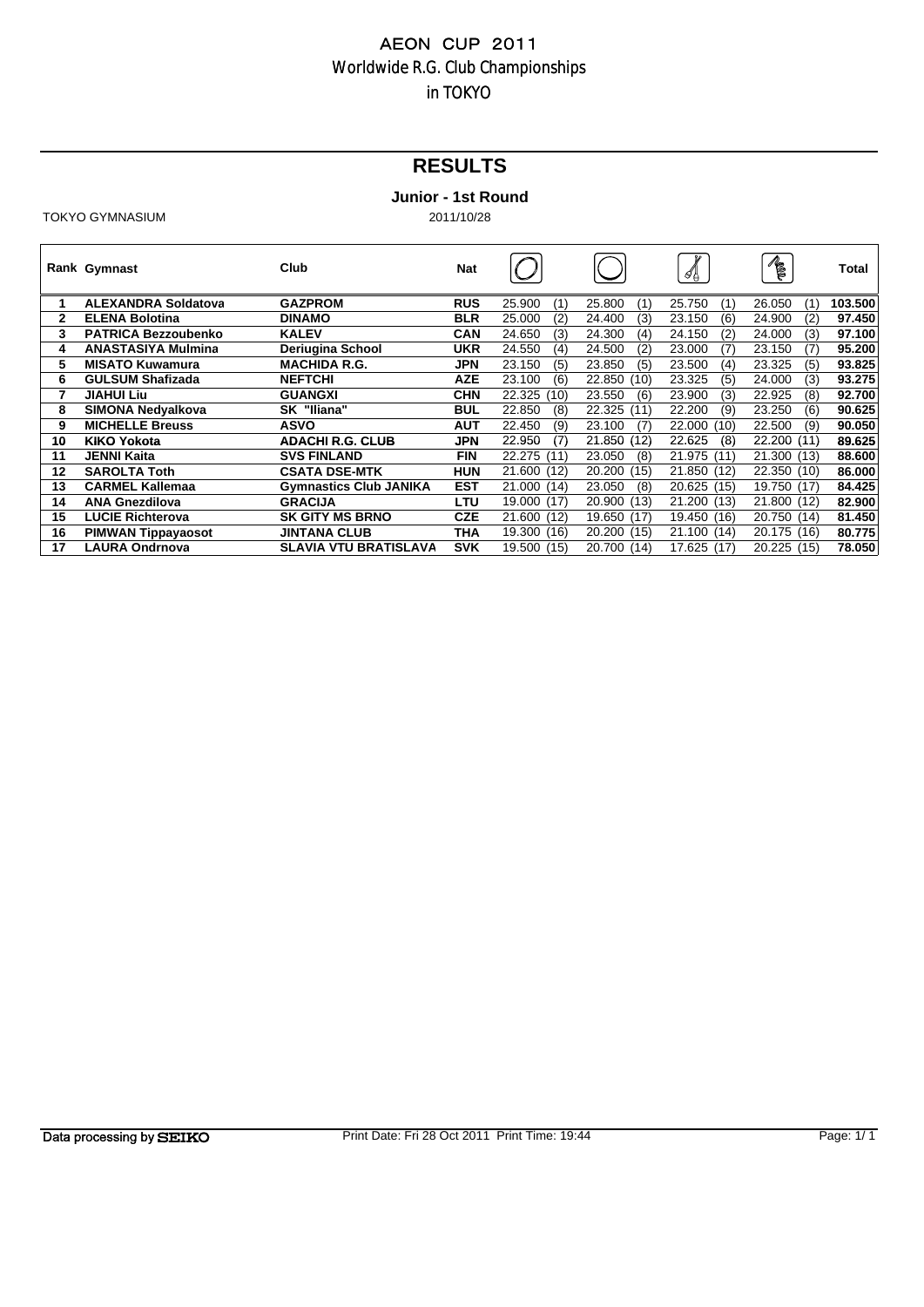AEON CUP 2011
Worldwide R.G. Club Championships
in TOKYO

# RESULTS

## Junior - 1st Round

TOKYO GYMNASIUM 2011/10/28

| Rank | Gymnast | Club | Nat | Hoop | Ball | Clubs | Ribbon | Total |
|---|---|---|---|---|---|---|---|---|
| 1 | ALEXANDRA Soldatova | GAZPROM | RUS | 25.900 (1) | 25.800 (1) | 25.750 (1) | 26.050 (1) | 103.500 |
| 2 | ELENA Bolotina | DINAMO | BLR | 25.000 (2) | 24.400 (3) | 23.150 (6) | 24.900 (2) | 97.450 |
| 3 | PATRICA Bezzoubenko | KALEV | CAN | 24.650 (3) | 24.300 (4) | 24.150 (2) | 24.000 (3) | 97.100 |
| 4 | ANASTASIYA Mulmina | Deriugina School | UKR | 24.550 (4) | 24.500 (2) | 23.000 (7) | 23.150 (7) | 95.200 |
| 5 | MISATO Kuwamura | MACHIDA R.G. | JPN | 23.150 (5) | 23.850 (5) | 23.500 (4) | 23.325 (5) | 93.825 |
| 6 | GULSUM Shafizada | NEFTCHI | AZE | 23.100 (6) | 22.850 (10) | 23.325 (5) | 24.000 (3) | 93.275 |
| 7 | JIAHUI Liu | GUANGXI | CHN | 22.325 (10) | 23.550 (6) | 23.900 (3) | 22.925 (8) | 92.700 |
| 8 | SIMONA Nedyalkova | SK "Iliana" | BUL | 22.850 (8) | 22.325 (11) | 22.200 (9) | 23.250 (6) | 90.625 |
| 9 | MICHELLE Breuss | ASVO | AUT | 22.450 (9) | 23.100 (7) | 22.000 (10) | 22.500 (9) | 90.050 |
| 10 | KIKO Yokota | ADACHI R.G. CLUB | JPN | 22.950 (7) | 21.850 (12) | 22.625 (8) | 22.200 (11) | 89.625 |
| 11 | JENNI Kaita | SVS FINLAND | FIN | 22.275 (11) | 23.050 (8) | 21.975 (11) | 21.300 (13) | 88.600 |
| 12 | SAROLTA Toth | CSATA DSE-MTK | HUN | 21.600 (12) | 20.200 (15) | 21.850 (12) | 22.350 (10) | 86.000 |
| 13 | CARMEL Kallemaa | Gymnastics Club JANIKA | EST | 21.000 (14) | 23.050 (8) | 20.625 (15) | 19.750 (17) | 84.425 |
| 14 | ANA Gnezdilova | GRACIJA | LTU | 19.000 (17) | 20.900 (13) | 21.200 (13) | 21.800 (12) | 82.900 |
| 15 | LUCIE Richterova | SK GITY MS BRNO | CZE | 21.600 (12) | 19.650 (17) | 19.450 (16) | 20.750 (14) | 81.450 |
| 16 | PIMWAN Tippayaosot | JINTANA CLUB | THA | 19.300 (16) | 20.200 (15) | 21.100 (14) | 20.175 (16) | 80.775 |
| 17 | LAURA Ondrnova | SLAVIA VTU BRATISLAVA | SVK | 19.500 (15) | 20.700 (14) | 17.625 (17) | 20.225 (15) | 78.050 |

Data processing by SEIKO Print Date: Fri 28 Oct 2011 Print Time: 19:44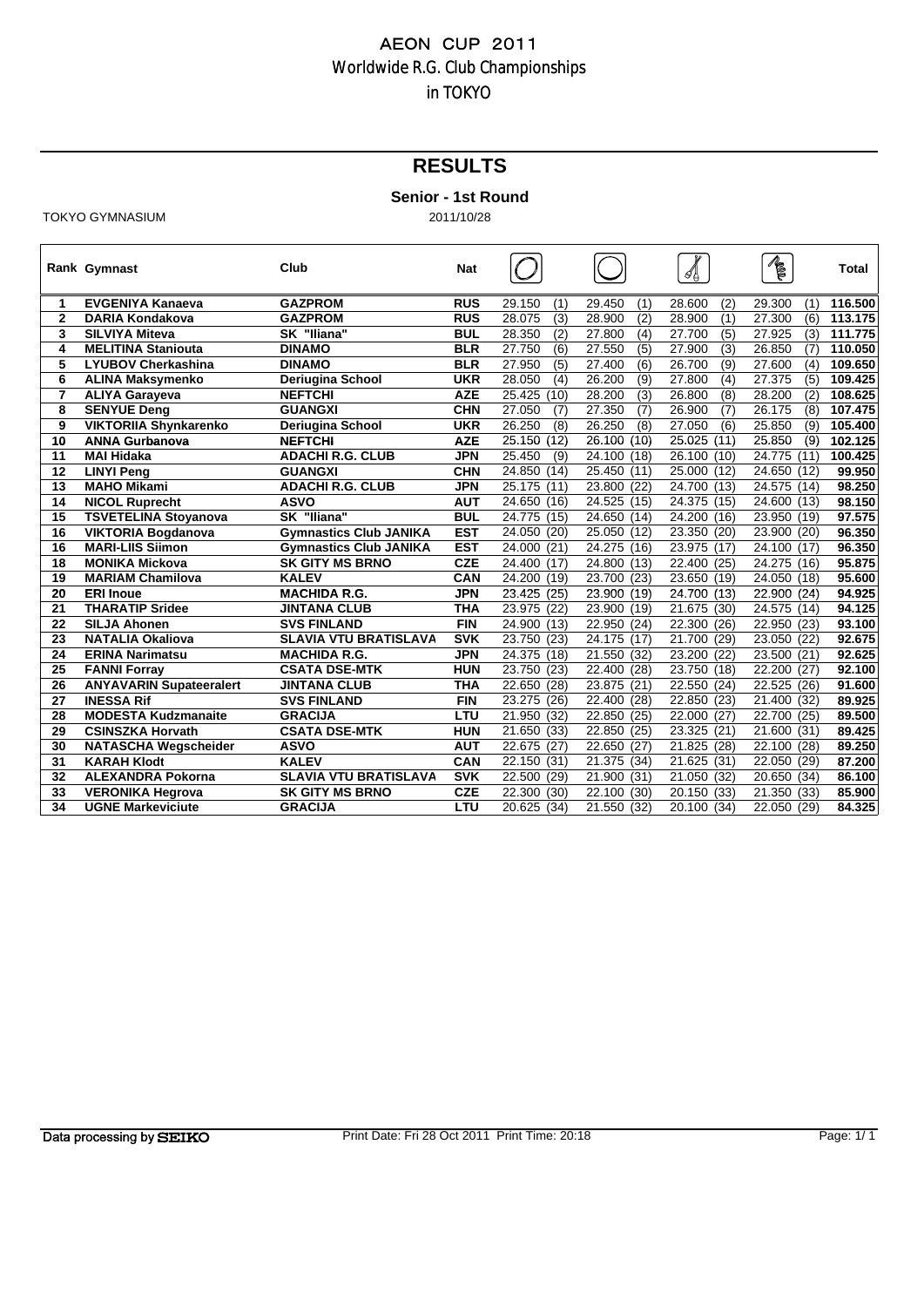# AEON CUP 2011
## Worldwide R.G. Club Championships
## in TOKYO

# RESULTS

### Senior - 1st Round

TOKYO GYMNASIUM 2011/10/28

| Rank | Gymnast | Club | Nat | Hoop | Ball | Clubs | Ribbon | Total |
|---|---|---|---|---|---|---|---|---|
| 1 | EVGENIYA Kanaeva | GAZPROM | RUS | 29.150 (1) | 29.450 (1) | 28.600 (2) | 29.300 (1) | 116.500 |
| 2 | DARIA Kondakova | GAZPROM | RUS | 28.075 (3) | 28.900 (2) | 28.900 (1) | 27.300 (6) | 113.175 |
| 3 | SILVIYA Miteva | SK "Iliana" | BUL | 28.350 (2) | 27.800 (4) | 27.700 (5) | 27.925 (3) | 111.775 |
| 4 | MELITINA Staniouta | DINAMO | BLR | 27.750 (6) | 27.550 (5) | 27.900 (3) | 26.850 (7) | 110.050 |
| 5 | LYUBOV Cherkashina | DINAMO | BLR | 27.950 (5) | 27.400 (6) | 26.700 (9) | 27.600 (4) | 109.650 |
| 6 | ALINA Maksymenko | Deriugina School | UKR | 28.050 (4) | 26.200 (9) | 27.800 (4) | 27.375 (5) | 109.425 |
| 7 | ALIYA Garayeva | NEFTCHI | AZE | 25.425 (10) | 28.200 (3) | 26.800 (8) | 28.200 (2) | 108.625 |
| 8 | SENYUE Deng | GUANGXI | CHN | 27.050 (7) | 27.350 (7) | 26.900 (7) | 26.175 (8) | 107.475 |
| 9 | VIKTORIIA Shynkarenko | Deriugina School | UKR | 26.250 (8) | 26.250 (8) | 27.050 (6) | 25.850 (9) | 105.400 |
| 10 | ANNA Gurbanova | NEFTCHI | AZE | 25.150 (12) | 26.100 (10) | 25.025 (11) | 25.850 (9) | 102.125 |
| 11 | MAI Hidaka | ADACHI R.G. CLUB | JPN | 25.450 (9) | 24.100 (18) | 26.100 (10) | 24.775 (11) | 100.425 |
| 12 | LINYI Peng | GUANGXI | CHN | 24.850 (14) | 25.450 (11) | 25.000 (12) | 24.650 (12) | 99.950 |
| 13 | MAHO Mikami | ADACHI R.G. CLUB | JPN | 25.175 (11) | 23.800 (22) | 24.700 (13) | 24.575 (14) | 98.250 |
| 14 | NICOL Ruprecht | ASVO | AUT | 24.650 (16) | 24.525 (15) | 24.375 (15) | 24.600 (13) | 98.150 |
| 15 | TSVETELINA Stoyanova | SK "Iliana" | BUL | 24.775 (15) | 24.650 (14) | 24.200 (16) | 23.950 (19) | 97.575 |
| 16 | VIKTORIA Bogdanova | Gymnastics Club JANIKA | EST | 24.050 (20) | 25.050 (12) | 23.350 (20) | 23.900 (20) | 96.350 |
| 16 | MARI-LIIS Siimon | Gymnastics Club JANIKA | EST | 24.000 (21) | 24.275 (16) | 23.975 (17) | 24.100 (17) | 96.350 |
| 18 | MONIKA Mickova | SK GITY MS BRNO | CZE | 24.400 (17) | 24.800 (13) | 22.400 (25) | 24.275 (16) | 95.875 |
| 19 | MARIAM Chamilova | KALEV | CAN | 24.200 (19) | 23.700 (23) | 23.650 (19) | 24.050 (18) | 95.600 |
| 20 | ERI Inoue | MACHIDA R.G. | JPN | 23.425 (25) | 23.900 (19) | 24.700 (13) | 22.900 (24) | 94.925 |
| 21 | THARATIP Sridee | JINTANA CLUB | THA | 23.975 (22) | 23.900 (19) | 21.675 (30) | 24.575 (14) | 94.125 |
| 22 | SILJA Ahonen | SVS FINLAND | FIN | 24.900 (13) | 22.950 (24) | 22.300 (26) | 22.950 (23) | 93.100 |
| 23 | NATALIA Okaliova | SLAVIA VTU BRATISLAVA | SVK | 23.750 (23) | 24.175 (17) | 21.700 (29) | 23.050 (22) | 92.675 |
| 24 | ERINA Narimatsu | MACHIDA R.G. | JPN | 24.375 (18) | 21.550 (32) | 23.200 (22) | 23.500 (21) | 92.625 |
| 25 | FANNI Forray | CSATA DSE-MTK | HUN | 23.750 (23) | 22.400 (28) | 23.750 (18) | 22.200 (27) | 92.100 |
| 26 | ANYAVARIN Supateeralert | JINTANA CLUB | THA | 22.650 (28) | 23.875 (21) | 22.550 (24) | 22.525 (26) | 91.600 |
| 27 | INESSA Rif | SVS FINLAND | FIN | 23.275 (26) | 22.400 (28) | 22.850 (23) | 21.400 (32) | 89.925 |
| 28 | MODESTA Kudzmanaite | GRACIJA | LTU | 21.950 (32) | 22.850 (25) | 22.000 (27) | 22.700 (25) | 89.500 |
| 29 | CSINSZKA Horvath | CSATA DSE-MTK | HUN | 21.650 (33) | 22.850 (25) | 23.325 (21) | 21.600 (31) | 89.425 |
| 30 | NATASCHA Wegscheider | ASVO | AUT | 22.675 (27) | 22.650 (27) | 21.825 (28) | 22.100 (28) | 89.250 |
| 31 | KARAH Klodt | KALEV | CAN | 22.150 (31) | 21.375 (34) | 21.625 (31) | 22.050 (29) | 87.200 |
| 32 | ALEXANDRA Pokorna | SLAVIA VTU BRATISLAVA | SVK | 22.500 (29) | 21.900 (31) | 21.050 (32) | 20.650 (34) | 86.100 |
| 33 | VERONIKA Hegrova | SK GITY MS BRNO | CZE | 22.300 (30) | 22.100 (30) | 20.150 (33) | 21.350 (33) | 85.900 |
| 34 | UGNE Markeviciute | GRACIJA | LTU | 20.625 (34) | 21.550 (32) | 20.100 (34) | 22.050 (29) | 84.325 |

Data processing by SEIKO    Print Date: Fri 28 Oct 2011 Print Time: 20:18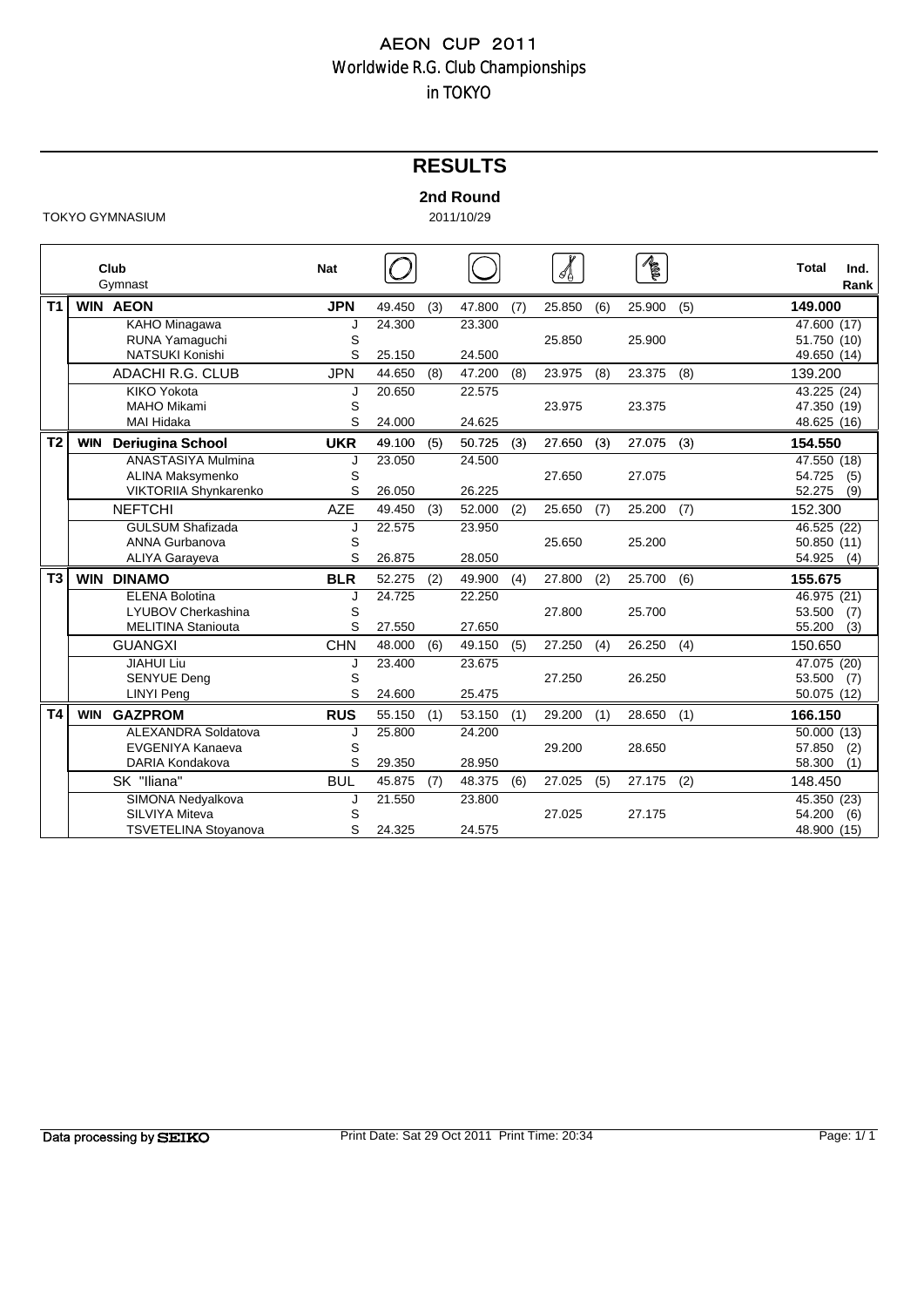# AEON CUP 2011

## Worldwide R.G. Club Championships

## in TOKYO

# RESULTS

## 2nd Round

TOKYO GYMNASIUM

2011/10/29

| | Club / Gymnast | Nat | Hoop | | Ball | | Clubs | | Ribbon | | Total | Ind. Rank |
|---|---|---|---|---|---|---|---|---|---|---|---|---|
| **T1** | **WIN AEON** | **JPN** | 49.450 | (3) | 47.800 | (7) | 25.850 | (6) | 25.900 | (5) | **149.000** | |
| | KAHO Minagawa | J | 24.300 | | 23.300 | | | | | | 47.600 | (17) |
| | RUNA Yamaguchi | S | | | | | 25.850 | | 25.900 | | 51.750 | (10) |
| | NATSUKI Konishi | S | 25.150 | | 24.500 | | | | | | 49.650 | (14) |
| | ADACHI R.G. CLUB | JPN | 44.650 | (8) | 47.200 | (8) | 23.975 | (8) | 23.375 | (8) | 139.200 | |
| | KIKO Yokota | J | 20.650 | | 22.575 | | | | | | 43.225 | (24) |
| | MAHO Mikami | S | | | | | 23.975 | | 23.375 | | 47.350 | (19) |
| | MAI Hidaka | S | 24.000 | | 24.625 | | | | | | 48.625 | (16) |
| **T2** | **WIN Deriugina School** | **UKR** | 49.100 | (5) | 50.725 | (3) | 27.650 | (3) | 27.075 | (3) | **154.550** | |
| | ANASTASIYA Mulmina | J | 23.050 | | 24.500 | | | | | | 47.550 | (18) |
| | ALINA Maksymenko | S | | | | | 27.650 | | 27.075 | | 54.725 | (5) |
| | VIKTORIIA Shynkarenko | S | 26.050 | | 26.225 | | | | | | 52.275 | (9) |
| | NEFTCHI | AZE | 49.450 | (3) | 52.000 | (2) | 25.650 | (7) | 25.200 | (7) | 152.300 | |
| | GULSUM Shafizada | J | 22.575 | | 23.950 | | | | | | 46.525 | (22) |
| | ANNA Gurbanova | S | | | | | 25.650 | | 25.200 | | 50.850 | (11) |
| | ALIYA Garayeva | S | 26.875 | | 28.050 | | | | | | 54.925 | (4) |
| **T3** | **WIN DINAMO** | **BLR** | 52.275 | (2) | 49.900 | (4) | 27.800 | (2) | 25.700 | (6) | **155.675** | |
| | ELENA Bolotina | J | 24.725 | | 22.250 | | | | | | 46.975 | (21) |
| | LYUBOV Cherkashina | S | | | | | 27.800 | | 25.700 | | 53.500 | (7) |
| | MELITINA Staniouta | S | 27.550 | | 27.650 | | | | | | 55.200 | (3) |
| | GUANGXI | CHN | 48.000 | (6) | 49.150 | (5) | 27.250 | (4) | 26.250 | (4) | 150.650 | |
| | JIAHUI Liu | J | 23.400 | | 23.675 | | | | | | 47.075 | (20) |
| | SENYUE Deng | S | | | | | 27.250 | | 26.250 | | 53.500 | (7) |
| | LINYI Peng | S | 24.600 | | 25.475 | | | | | | 50.075 | (12) |
| **T4** | **WIN GAZPROM** | **RUS** | 55.150 | (1) | 53.150 | (1) | 29.200 | (1) | 28.650 | (1) | **166.150** | |
| | ALEXANDRA Soldatova | J | 25.800 | | 24.200 | | | | | | 50.000 | (13) |
| | EVGENIYA Kanaeva | S | | | | | 29.200 | | 28.650 | | 57.850 | (2) |
| | DARIA Kondakova | S | 29.350 | | 28.950 | | | | | | 58.300 | (1) |
| | SK "Iliana" | BUL | 45.875 | (7) | 48.375 | (6) | 27.025 | (5) | 27.175 | (2) | 148.450 | |
| | SIMONA Nedyalkova | J | 21.550 | | 23.800 | | | | | | 45.350 | (23) |
| | SILVIYA Miteva | S | | | | | 27.025 | | 27.175 | | 54.200 | (6) |
| | TSVETELINA Stoyanova | S | 24.325 | | 24.575 | | | | | | 48.900 | (15) |

Data processing by SEIKO

Print Date: Sat 29 Oct 2011 Print Time: 20:34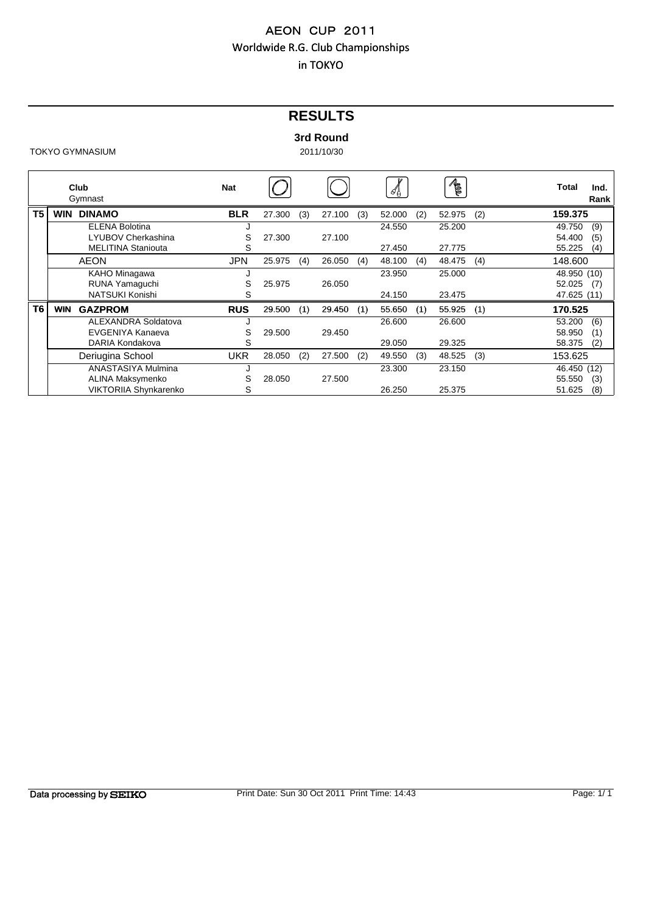# AEON CUP 2011

## Worldwide R.G. Club Championships

## in TOKYO

# RESULTS

### 3rd Round

TOKYO GYMNASIUM 2011/10/30

| | | Club / Gymnast | Nat | Hoop | | Ball | | Clubs | | Ribbon | | Total | Ind. Rank |
|---|---|---|---|---|---|---|---|---|---|---|---|---|---|
| T5 | WIN | **DINAMO** | **BLR** | 27.300 | (3) | 27.100 | (3) | 52.000 | (2) | 52.975 | (2) | **159.375** | |
| | | ELENA Bolotina | J | | | | | 24.550 | | 25.200 | | 49.750 | (9) |
| | | LYUBOV Cherkashina | S | 27.300 | | 27.100 | | | | | | 54.400 | (5) |
| | | MELITINA Staniouta | S | | | | | 27.450 | | 27.775 | | 55.225 | (4) |
| | | AEON | JPN | 25.975 | (4) | 26.050 | (4) | 48.100 | (4) | 48.475 | (4) | 148.600 | |
| | | KAHO Minagawa | J | | | | | 23.950 | | 25.000 | | 48.950 | (10) |
| | | RUNA Yamaguchi | S | 25.975 | | 26.050 | | | | | | 52.025 | (7) |
| | | NATSUKI Konishi | S | | | | | 24.150 | | 23.475 | | 47.625 | (11) |
| T6 | WIN | **GAZPROM** | **RUS** | 29.500 | (1) | 29.450 | (1) | 55.650 | (1) | 55.925 | (1) | **170.525** | |
| | | ALEXANDRA Soldatova | J | | | | | 26.600 | | 26.600 | | 53.200 | (6) |
| | | EVGENIYA Kanaeva | S | 29.500 | | 29.450 | | | | | | 58.950 | (1) |
| | | DARIA Kondakova | S | | | | | 29.050 | | 29.325 | | 58.375 | (2) |
| | | Deriugina School | UKR | 28.050 | (2) | 27.500 | (2) | 49.550 | (3) | 48.525 | (3) | 153.625 | |
| | | ANASTASIYA Mulmina | J | | | | | 23.300 | | 23.150 | | 46.450 | (12) |
| | | ALINA Maksymenko | S | 28.050 | | 27.500 | | | | | | 55.550 | (3) |
| | | VIKTORIIA Shynkarenko | S | | | | | 26.250 | | 25.375 | | 51.625 | (8) |

Data processing by SEIKO

Print Date: Sun 30 Oct 2011 Print Time: 14:43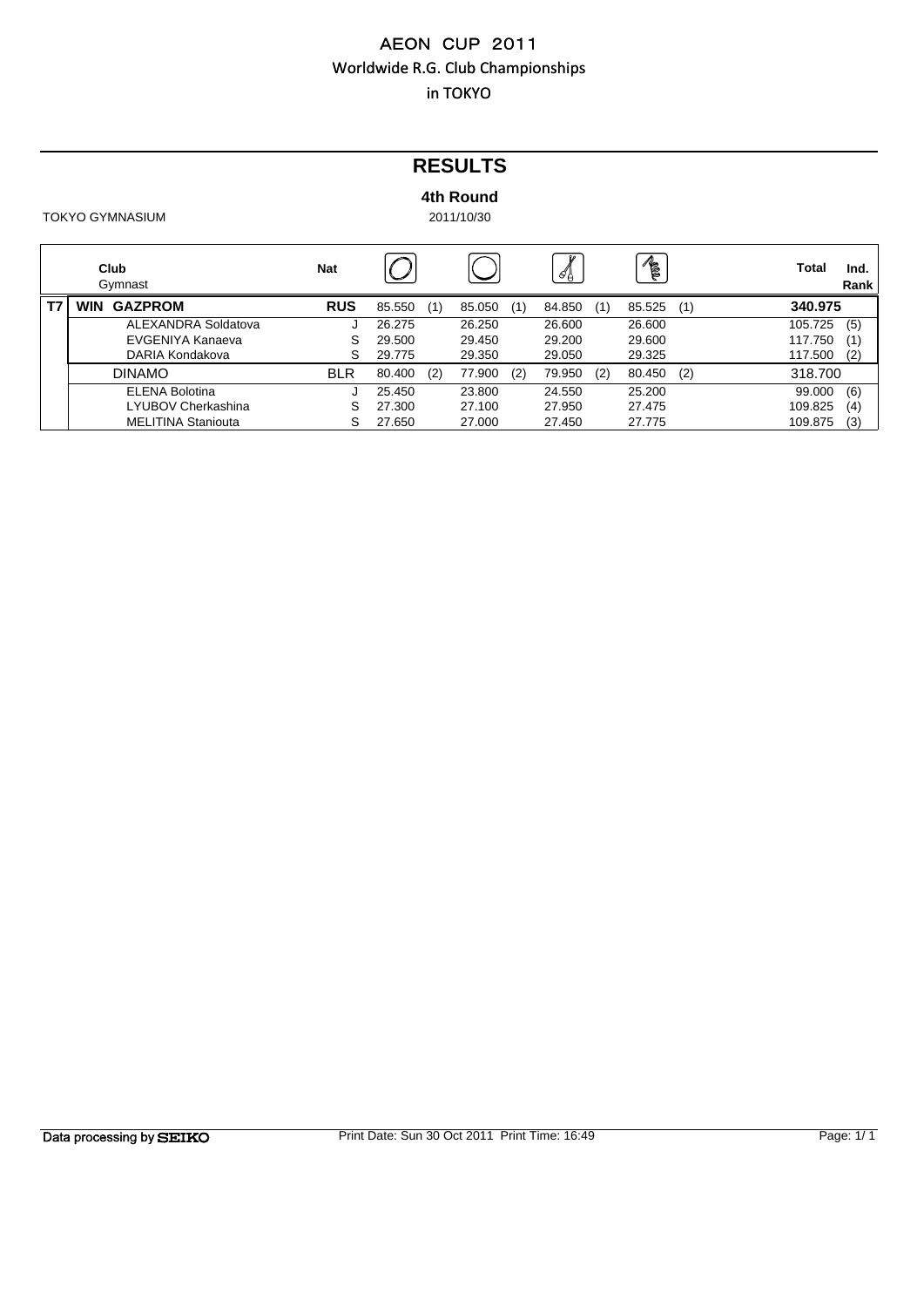# AEON CUP 2011

## Worldwide R.G. Club Championships

## in TOKYO

# RESULTS

### 4th Round

TOKYO GYMNASIUM

2011/10/30

| | Club / Gymnast | Nat | Hoop | | Ball | | Clubs | | Ribbon | | Total | Ind. Rank |
|---|---|---|---|---|---|---|---|---|---|---|---|---|
| T7 | **WIN GAZPROM** | **RUS** | 85.550 | (1) | 85.050 | (1) | 84.850 | (1) | 85.525 | (1) | **340.975** | |
| | ALEXANDRA Soldatova | J | 26.275 | | 26.250 | | 26.600 | | 26.600 | | 105.725 | (5) |
| | EVGENIYA Kanaeva | S | 29.500 | | 29.450 | | 29.200 | | 29.600 | | 117.750 | (1) |
| | DARIA Kondakova | S | 29.775 | | 29.350 | | 29.050 | | 29.325 | | 117.500 | (2) |
| | DINAMO | BLR | 80.400 | (2) | 77.900 | (2) | 79.950 | (2) | 80.450 | (2) | 318.700 | |
| | ELENA Bolotina | J | 25.450 | | 23.800 | | 24.550 | | 25.200 | | 99.000 | (6) |
| | LYUBOV Cherkashina | S | 27.300 | | 27.100 | | 27.950 | | 27.475 | | 109.825 | (4) |
| | MELITINA Staniouta | S | 27.650 | | 27.000 | | 27.450 | | 27.775 | | 109.875 | (3) |

Data processing by SEIKO

Print Date: Sun 30 Oct 2011 Print Time: 16:49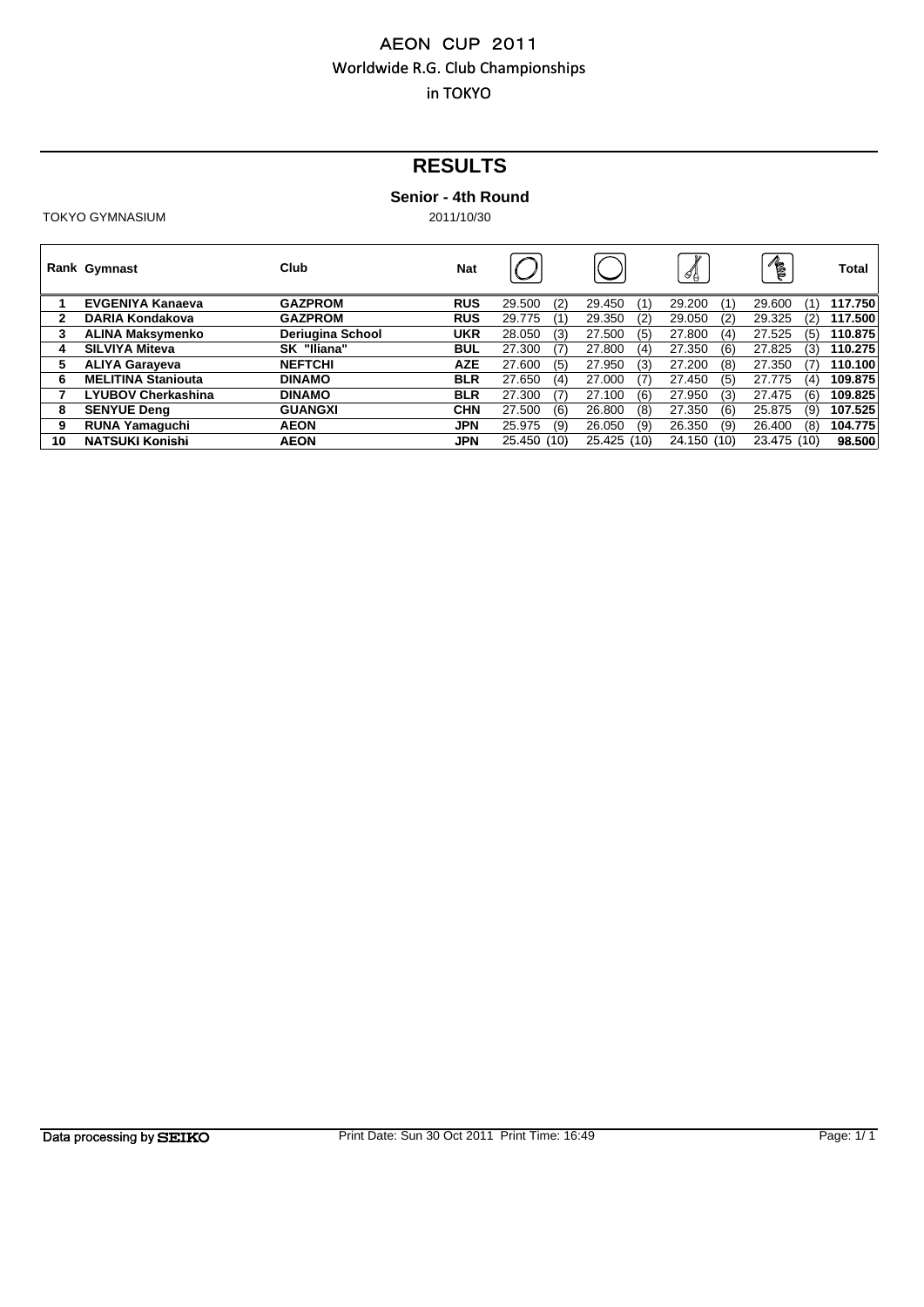# AEON CUP 2011

Worldwide R.G. Club Championships

in TOKYO

## RESULTS

### Senior - 4th Round

TOKYO GYMNASIUM 2011/10/30

| Rank | Gymnast | Club | Nat | Hoop | | Ball | | Clubs | | Ribbon | | Total |
|---|---|---|---|---|---|---|---|---|---|---|---|---|
| 1 | **EVGENIYA Kanaeva** | **GAZPROM** | **RUS** | 29.500 | (2) | 29.450 | (1) | 29.200 | (1) | 29.600 | (1) | **117.750** |
| 2 | **DARIA Kondakova** | **GAZPROM** | **RUS** | 29.775 | (1) | 29.350 | (2) | 29.050 | (2) | 29.325 | (2) | **117.500** |
| 3 | **ALINA Maksymenko** | **Deriugina School** | **UKR** | 28.050 | (3) | 27.500 | (5) | 27.800 | (4) | 27.525 | (5) | **110.875** |
| 4 | **SILVIYA Miteva** | **SK "Iliana"** | **BUL** | 27.300 | (7) | 27.800 | (4) | 27.350 | (6) | 27.825 | (3) | **110.275** |
| 5 | **ALIYA Garayeva** | **NEFTCHI** | **AZE** | 27.600 | (5) | 27.950 | (3) | 27.200 | (8) | 27.350 | (7) | **110.100** |
| 6 | **MELITINA Staniouta** | **DINAMO** | **BLR** | 27.650 | (4) | 27.000 | (7) | 27.450 | (5) | 27.775 | (4) | **109.875** |
| 7 | **LYUBOV Cherkashina** | **DINAMO** | **BLR** | 27.300 | (7) | 27.100 | (6) | 27.950 | (3) | 27.475 | (6) | **109.825** |
| 8 | **SENYUE Deng** | **GUANGXI** | **CHN** | 27.500 | (6) | 26.800 | (8) | 27.350 | (6) | 25.875 | (9) | **107.525** |
| 9 | **RUNA Yamaguchi** | **AEON** | **JPN** | 25.975 | (9) | 26.050 | (9) | 26.350 | (9) | 26.400 | (8) | **104.775** |
| 10 | **NATSUKI Konishi** | **AEON** | **JPN** | 25.450 | (10) | 25.425 | (10) | 24.150 | (10) | 23.475 | (10) | **98.500** |

Data processing by SEIKO

Print Date: Sun 30 Oct 2011 Print Time: 16:49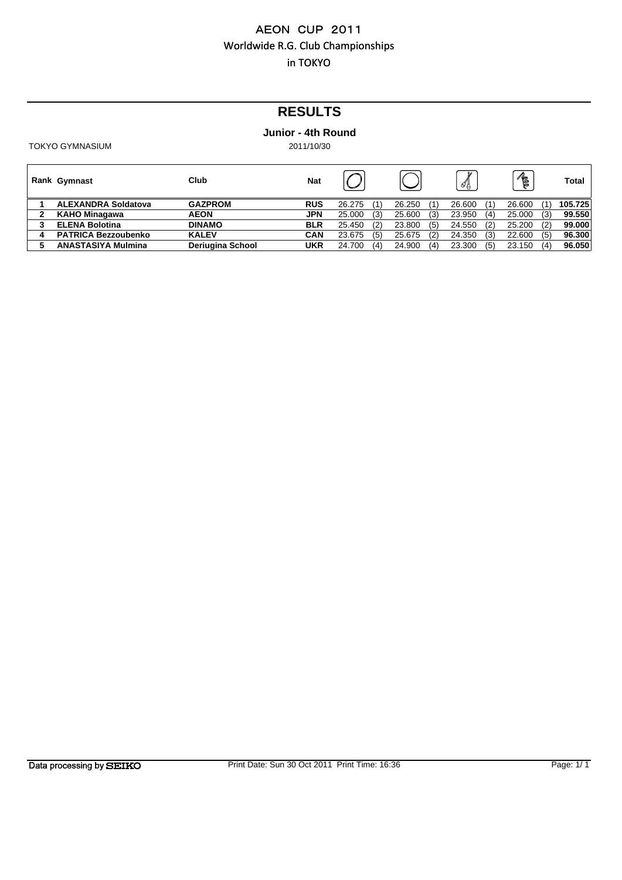AEON CUP 2011

Worldwide R.G. Club Championships

in TOKYO

# RESULTS

**Junior - 4th Round**

TOKYO GYMNASIUM 2011/10/30

| Rank | Gymnast | Club | Nat | Hoop | | Ball | | Clubs | | Ribbon | | Total |
|---|---|---|---|---|---|---|---|---|---|---|---|---|
| 1 | **ALEXANDRA Soldatova** | **GAZPROM** | **RUS** | 26.275 | (1) | 26.250 | (1) | 26.600 | (1) | 26.600 | (1) | **105.725** |
| 2 | **KAHO Minagawa** | **AEON** | **JPN** | 25.000 | (3) | 25.600 | (3) | 23.950 | (4) | 25.000 | (3) | **99.550** |
| 3 | **ELENA Bolotina** | **DINAMO** | **BLR** | 25.450 | (2) | 23.800 | (5) | 24.550 | (2) | 25.200 | (2) | **99.000** |
| 4 | **PATRICA Bezzoubenko** | **KALEV** | **CAN** | 23.675 | (5) | 25.675 | (2) | 24.350 | (3) | 22.600 | (5) | **96.300** |
| 5 | **ANASTASIYA Mulmina** | **Deriugina School** | **UKR** | 24.700 | (4) | 24.900 | (4) | 23.300 | (5) | 23.150 | (4) | **96.050** |

Data processing by SEIKO Print Date: Sun 30 Oct 2011 Print Time: 16:36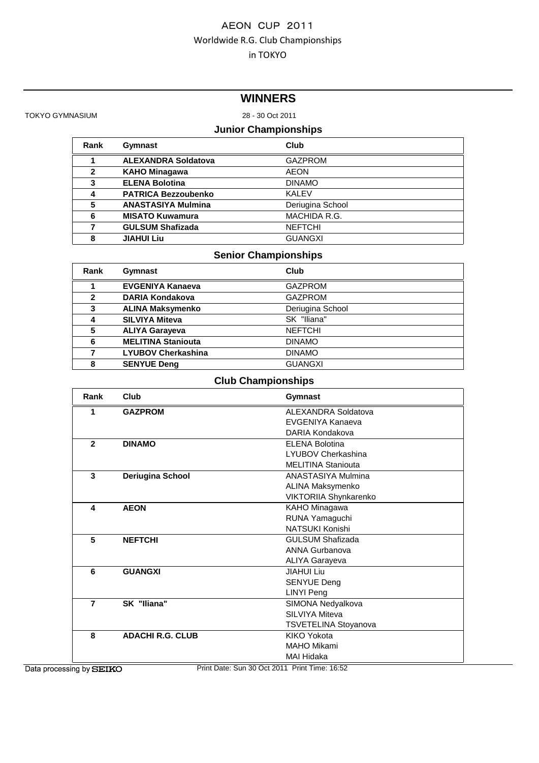AEON CUP 2011

Worldwide R.G. Club Championships

in TOKYO

# WINNERS

TOKYO GYMNASIUM 28 - 30 Oct 2011

## Junior Championships

| Rank | Gymnast | Club |
|---|---|---|
| 1 | **ALEXANDRA Soldatova** | GAZPROM |
| 2 | **KAHO Minagawa** | AEON |
| 3 | **ELENA Bolotina** | DINAMO |
| 4 | **PATRICA Bezzoubenko** | KALEV |
| 5 | **ANASTASIYA Mulmina** | Deriugina School |
| 6 | **MISATO Kuwamura** | MACHIDA R.G. |
| 7 | **GULSUM Shafizada** | NEFTCHI |
| 8 | **JIAHUI Liu** | GUANGXI |

## Senior Championships

| Rank | Gymnast | Club |
|---|---|---|
| 1 | **EVGENIYA Kanaeva** | GAZPROM |
| 2 | **DARIA Kondakova** | GAZPROM |
| 3 | **ALINA Maksymenko** | Deriugina School |
| 4 | **SILVIYA Miteva** | SK "Iliana" |
| 5 | **ALIYA Garayeva** | NEFTCHI |
| 6 | **MELITINA Staniouta** | DINAMO |
| 7 | **LYUBOV Cherkashina** | DINAMO |
| 8 | **SENYUE Deng** | GUANGXI |

## Club Championships

| Rank | Club | Gymnast |
|---|---|---|
| 1 | **GAZPROM** | ALEXANDRA Soldatova<br>EVGENIYA Kanaeva<br>DARIA Kondakova |
| 2 | **DINAMO** | ELENA Bolotina<br>LYUBOV Cherkashina<br>MELITINA Staniouta |
| 3 | **Deriugina School** | ANASTASIYA Mulmina<br>ALINA Maksymenko<br>VIKTORIIA Shynkarenko |
| 4 | **AEON** | KAHO Minagawa<br>RUNA Yamaguchi<br>NATSUKI Konishi |
| 5 | **NEFTCHI** | GULSUM Shafizada<br>ANNA Gurbanova<br>ALIYA Garayeva |
| 6 | **GUANGXI** | JIAHUI Liu<br>SENYUE Deng<br>LINYI Peng |
| 7 | **SK "Iliana"** | SIMONA Nedyalkova<br>SILVIYA Miteva<br>TSVETELINA Stoyanova |
| 8 | **ADACHI R.G. CLUB** | KIKO Yokota<br>MAHO Mikami<br>MAI Hidaka |

Data processing by SEIKO Print Date: Sun 30 Oct 2011 Print Time: 16:52